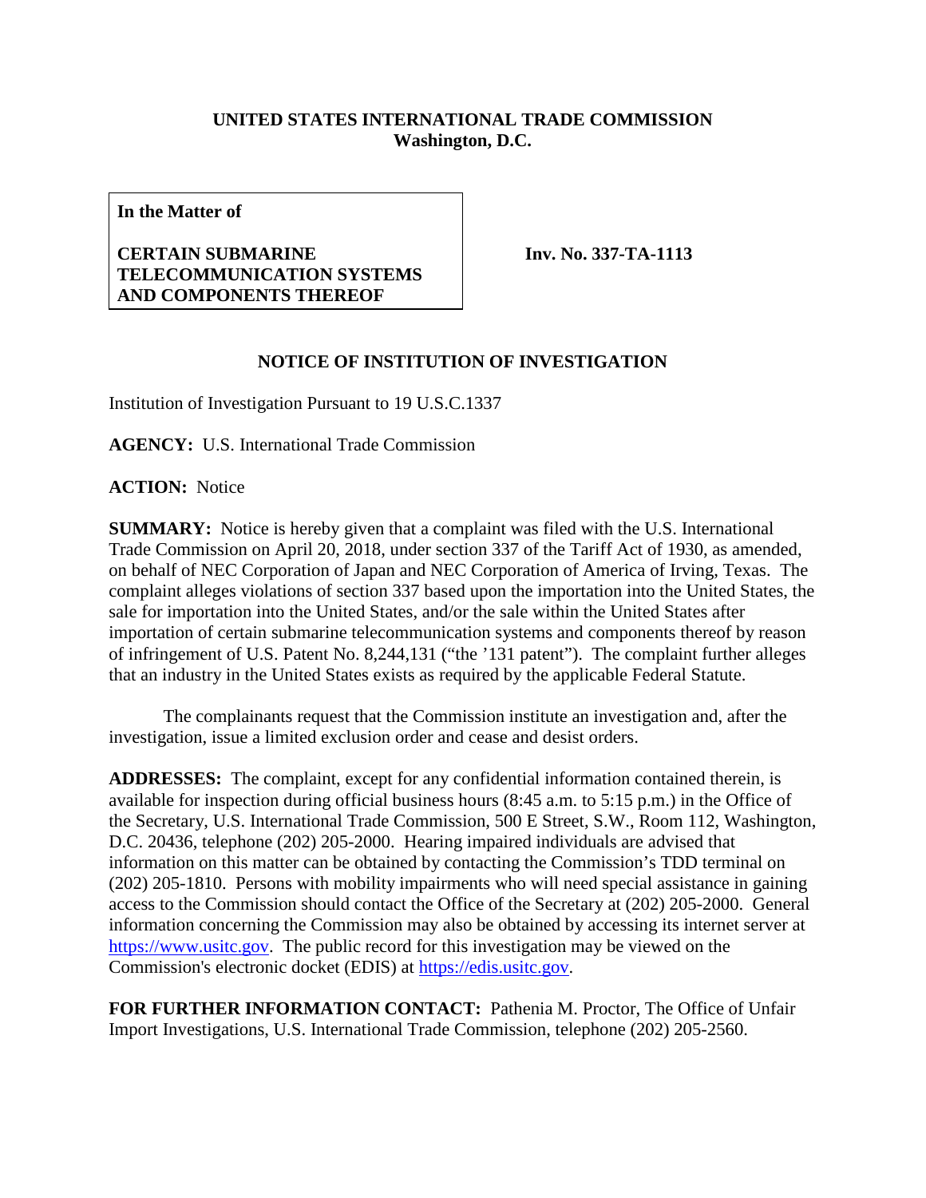**UNITED STATES INTERNATIONAL TRADE COMMISSION**
**Washington, D.C.**

| **In the Matter of** **CERTAIN SUBMARINE TELECOMMUNICATION SYSTEMS AND COMPONENTS THEREOF** | **Inv. No. 337-TA-1113** |
|---|---|

**NOTICE OF INSTITUTION OF INVESTIGATION**

Institution of Investigation Pursuant to 19 U.S.C.1337

**AGENCY:** U.S. International Trade Commission

**ACTION:** Notice

**SUMMARY:** Notice is hereby given that a complaint was filed with the U.S. International Trade Commission on April 20, 2018, under section 337 of the Tariff Act of 1930, as amended, on behalf of NEC Corporation of Japan and NEC Corporation of America of Irving, Texas. The complaint alleges violations of section 337 based upon the importation into the United States, the sale for importation into the United States, and/or the sale within the United States after importation of certain submarine telecommunication systems and components thereof by reason of infringement of U.S. Patent No. 8,244,131 ("the '131 patent"). The complaint further alleges that an industry in the United States exists as required by the applicable Federal Statute.

The complainants request that the Commission institute an investigation and, after the investigation, issue a limited exclusion order and cease and desist orders.

**ADDRESSES:** The complaint, except for any confidential information contained therein, is available for inspection during official business hours (8:45 a.m. to 5:15 p.m.) in the Office of the Secretary, U.S. International Trade Commission, 500 E Street, S.W., Room 112, Washington, D.C. 20436, telephone (202) 205-2000. Hearing impaired individuals are advised that information on this matter can be obtained by contacting the Commission's TDD terminal on (202) 205-1810. Persons with mobility impairments who will need special assistance in gaining access to the Commission should contact the Office of the Secretary at (202) 205-2000. General information concerning the Commission may also be obtained by accessing its internet server at https://www.usitc.gov. The public record for this investigation may be viewed on the Commission's electronic docket (EDIS) at https://edis.usitc.gov.

**FOR FURTHER INFORMATION CONTACT:** Pathenia M. Proctor, The Office of Unfair Import Investigations, U.S. International Trade Commission, telephone (202) 205-2560.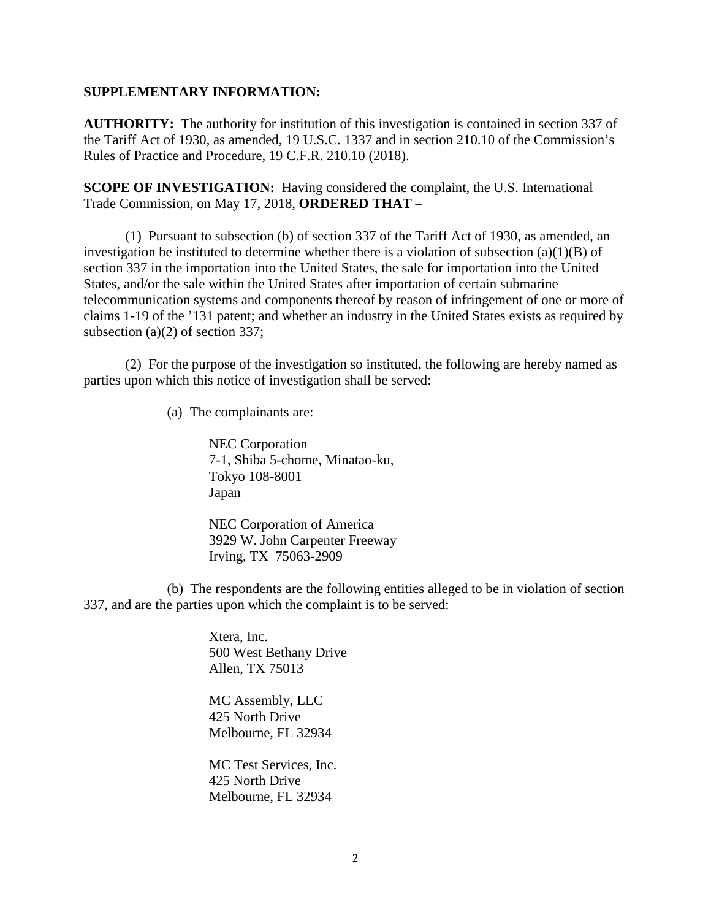**SUPPLEMENTARY INFORMATION:**

**AUTHORITY:** The authority for institution of this investigation is contained in section 337 of the Tariff Act of 1930, as amended, 19 U.S.C. 1337 and in section 210.10 of the Commission's Rules of Practice and Procedure, 19 C.F.R. 210.10 (2018).

**SCOPE OF INVESTIGATION:** Having considered the complaint, the U.S. International Trade Commission, on May 17, 2018, **ORDERED THAT** –

(1) Pursuant to subsection (b) of section 337 of the Tariff Act of 1930, as amended, an investigation be instituted to determine whether there is a violation of subsection (a)(1)(B) of section 337 in the importation into the United States, the sale for importation into the United States, and/or the sale within the United States after importation of certain submarine telecommunication systems and components thereof by reason of infringement of one or more of claims 1-19 of the '131 patent; and whether an industry in the United States exists as required by subsection (a)(2) of section 337;

(2) For the purpose of the investigation so instituted, the following are hereby named as parties upon which this notice of investigation shall be served:

(a) The complainants are:

NEC Corporation
7-1, Shiba 5-chome, Minatao-ku,
Tokyo 108-8001
Japan

NEC Corporation of America
3929 W. John Carpenter Freeway
Irving, TX 75063-2909

(b) The respondents are the following entities alleged to be in violation of section 337, and are the parties upon which the complaint is to be served:

Xtera, Inc.
500 West Bethany Drive
Allen, TX 75013

MC Assembly, LLC
425 North Drive
Melbourne, FL 32934

MC Test Services, Inc.
425 North Drive
Melbourne, FL 32934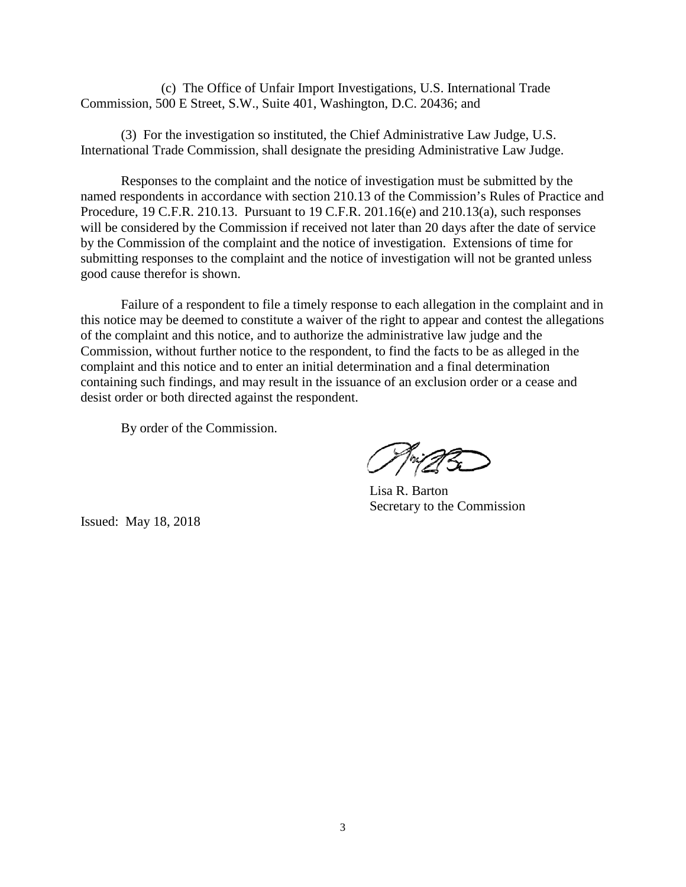(c) The Office of Unfair Import Investigations, U.S. International Trade Commission, 500 E Street, S.W., Suite 401, Washington, D.C. 20436; and

(3) For the investigation so instituted, the Chief Administrative Law Judge, U.S. International Trade Commission, shall designate the presiding Administrative Law Judge.

Responses to the complaint and the notice of investigation must be submitted by the named respondents in accordance with section 210.13 of the Commission's Rules of Practice and Procedure, 19 C.F.R. 210.13. Pursuant to 19 C.F.R. 201.16(e) and 210.13(a), such responses will be considered by the Commission if received not later than 20 days after the date of service by the Commission of the complaint and the notice of investigation. Extensions of time for submitting responses to the complaint and the notice of investigation will not be granted unless good cause therefor is shown.

Failure of a respondent to file a timely response to each allegation in the complaint and in this notice may be deemed to constitute a waiver of the right to appear and contest the allegations of the complaint and this notice, and to authorize the administrative law judge and the Commission, without further notice to the respondent, to find the facts to be as alleged in the complaint and this notice and to enter an initial determination and a final determination containing such findings, and may result in the issuance of an exclusion order or a cease and desist order or both directed against the respondent.

By order of the Commission.

Lisa R. Barton
Secretary to the Commission

Issued: May 18, 2018